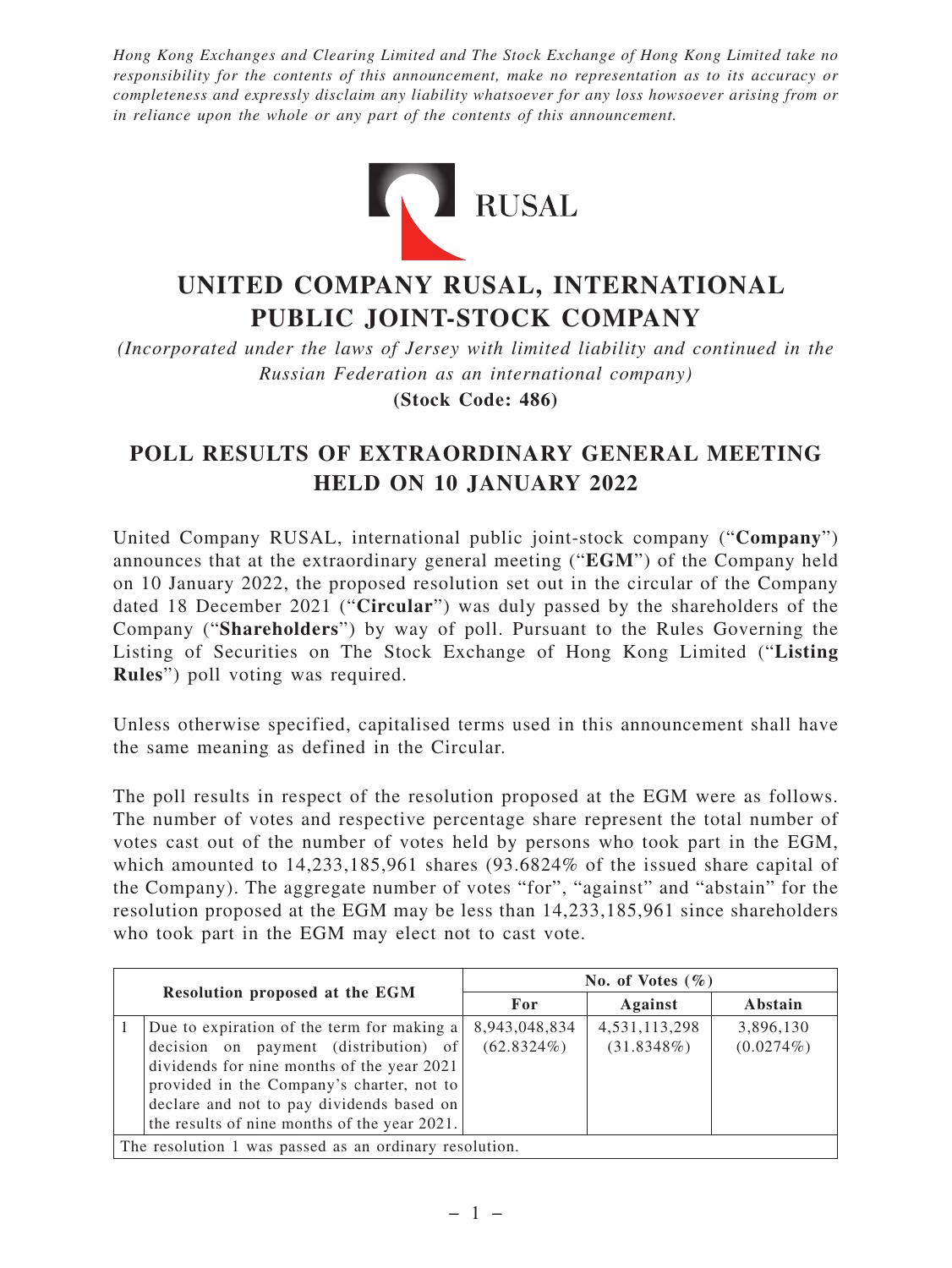*Hong Kong Exchanges and Clearing Limited and The Stock Exchange of Hong Kong Limited take no responsibility for the contents of this announcement, make no representation as to its accuracy or completeness and expressly disclaim any liability whatsoever for any loss howsoever arising from or in reliance upon the whole or any part of the contents of this announcement.*

RUSAL

# UNITED COMPANY RUSAL, INTERNATIONAL PUBLIC JOINT-STOCK COMPANY

*(Incorporated under the laws of Jersey with limited liability and continued in the Russian Federation as an international company)*

**(Stock Code: 486)**

## POLL RESULTS OF EXTRAORDINARY GENERAL MEETING HELD ON 10 JANUARY 2022

United Company RUSAL, international public joint-stock company ("**Company**") announces that at the extraordinary general meeting ("**EGM**") of the Company held on 10 January 2022, the proposed resolution set out in the circular of the Company dated 18 December 2021 ("**Circular**") was duly passed by the shareholders of the Company ("**Shareholders**") by way of poll. Pursuant to the Rules Governing the Listing of Securities on The Stock Exchange of Hong Kong Limited ("**Listing Rules**") poll voting was required.

Unless otherwise specified, capitalised terms used in this announcement shall have the same meaning as defined in the Circular.

The poll results in respect of the resolution proposed at the EGM were as follows. The number of votes and respective percentage share represent the total number of votes cast out of the number of votes held by persons who took part in the EGM, which amounted to 14,233,185,961 shares (93.6824% of the issued share capital of the Company). The aggregate number of votes "for", "against" and "abstain" for the resolution proposed at the EGM may be less than 14,233,185,961 since shareholders who took part in the EGM may elect not to cast vote.

| Resolution proposed at the EGM | | No. of Votes (%) | | |
|---|---|---|---|---|
| | | For | Against | Abstain |
| 1 | Due to expiration of the term for making a decision on payment (distribution) of dividends for nine months of the year 2021 provided in the Company's charter, not to declare and not to pay dividends based on the results of nine months of the year 2021. | 8,943,048,834 (62.8324%) | 4,531,113,298 (31.8348%) | 3,896,130 (0.0274%) |
| The resolution 1 was passed as an ordinary resolution. | | | | |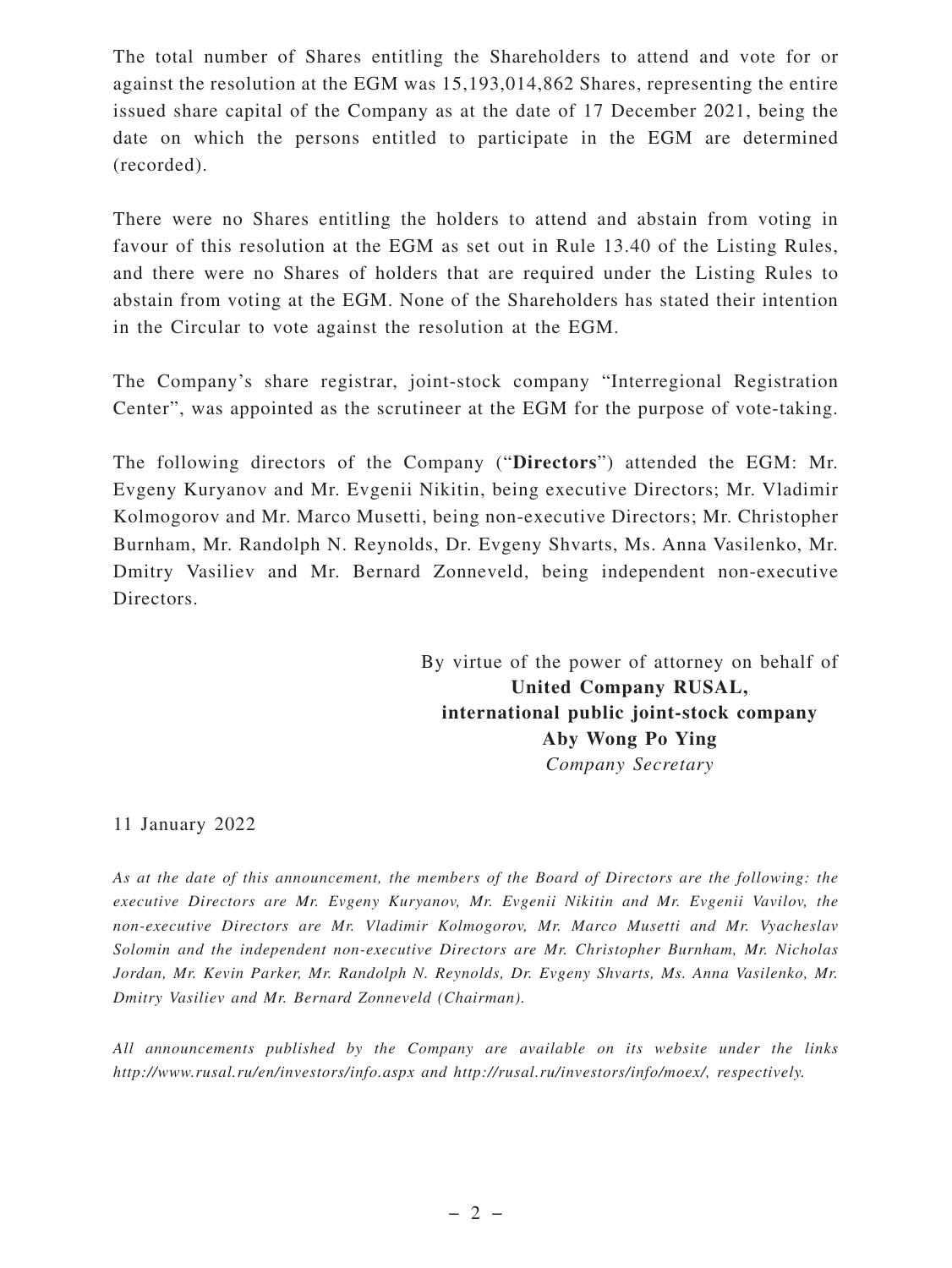The total number of Shares entitling the Shareholders to attend and vote for or against the resolution at the EGM was 15,193,014,862 Shares, representing the entire issued share capital of the Company as at the date of 17 December 2021, being the date on which the persons entitled to participate in the EGM are determined (recorded).

There were no Shares entitling the holders to attend and abstain from voting in favour of this resolution at the EGM as set out in Rule 13.40 of the Listing Rules, and there were no Shares of holders that are required under the Listing Rules to abstain from voting at the EGM. None of the Shareholders has stated their intention in the Circular to vote against the resolution at the EGM.

The Company's share registrar, joint-stock company "Interregional Registration Center", was appointed as the scrutineer at the EGM for the purpose of vote-taking.

The following directors of the Company ("**Directors**") attended the EGM: Mr. Evgeny Kuryanov and Mr. Evgenii Nikitin, being executive Directors; Mr. Vladimir Kolmogorov and Mr. Marco Musetti, being non-executive Directors; Mr. Christopher Burnham, Mr. Randolph N. Reynolds, Dr. Evgeny Shvarts, Ms. Anna Vasilenko, Mr. Dmitry Vasiliev and Mr. Bernard Zonneveld, being independent non-executive Directors.

By virtue of the power of attorney on behalf of
**United Company RUSAL,**
**international public joint-stock company**
**Aby Wong Po Ying**
*Company Secretary*

11 January 2022

*As at the date of this announcement, the members of the Board of Directors are the following: the executive Directors are Mr. Evgeny Kuryanov, Mr. Evgenii Nikitin and Mr. Evgenii Vavilov, the non-executive Directors are Mr. Vladimir Kolmogorov, Mr. Marco Musetti and Mr. Vyacheslav Solomin and the independent non-executive Directors are Mr. Christopher Burnham, Mr. Nicholas Jordan, Mr. Kevin Parker, Mr. Randolph N. Reynolds, Dr. Evgeny Shvarts, Ms. Anna Vasilenko, Mr. Dmitry Vasiliev and Mr. Bernard Zonneveld (Chairman).*

*All announcements published by the Company are available on its website under the links http://www.rusal.ru/en/investors/info.aspx and http://rusal.ru/investors/info/moex/, respectively.*